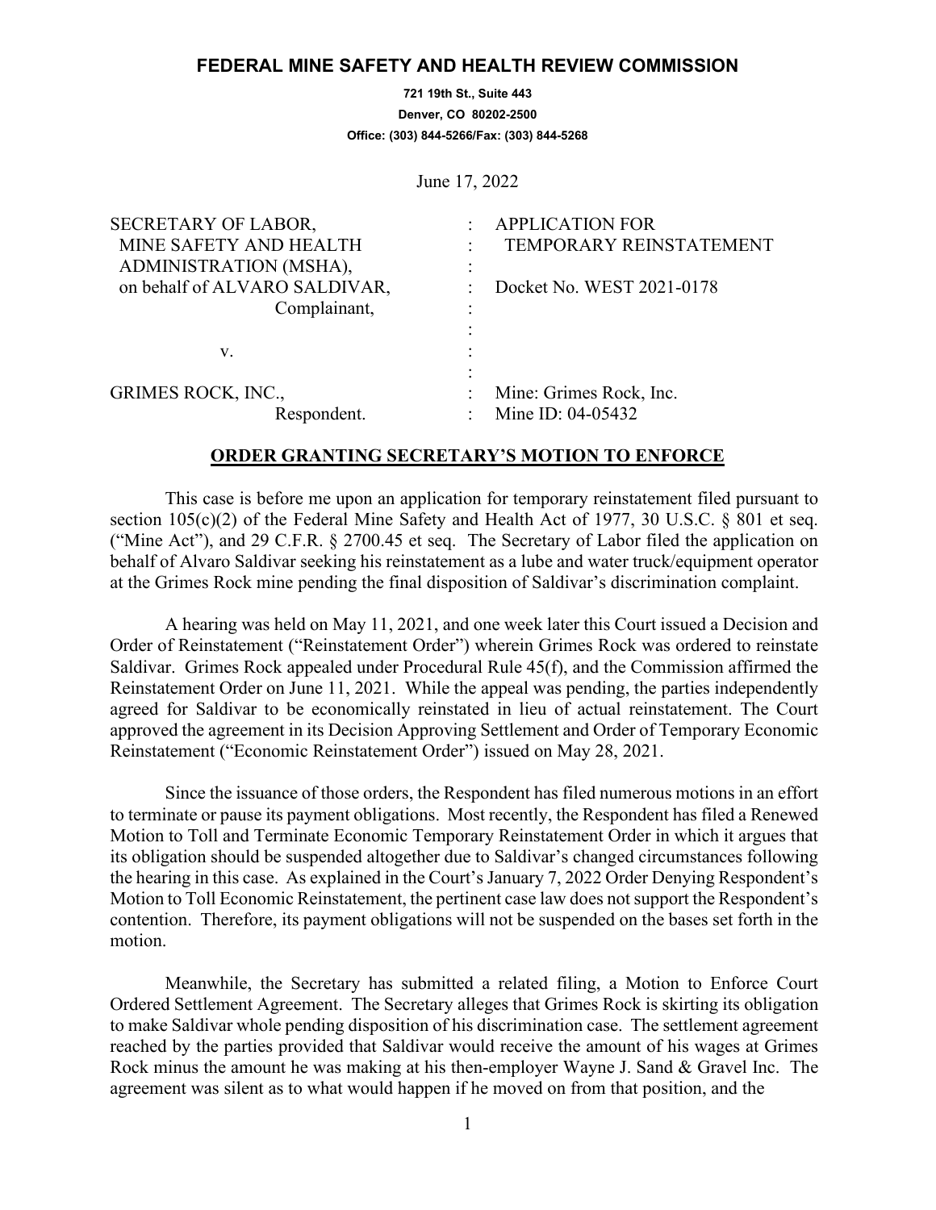# FEDERAL MINE SAFETY AND HEALTH REVIEW COMMISSION

**721 19th St., Suite 443**
**Denver, CO 80202-2500**
**Office: (303) 844-5266/Fax: (303) 844-5268**

June 17, 2022

| | | |
|---|---|---|
| SECRETARY OF LABOR, MINE SAFETY AND HEALTH ADMINISTRATION (MSHA), on behalf of ALVARO SALDIVAR, Complainant, | : | APPLICATION FOR TEMPORARY REINSTATEMENT |
| | : | Docket No. WEST 2021-0178 |
| v. | : | |
| GRIMES ROCK, INC., Respondent. | : | Mine: Grimes Rock, Inc. Mine ID: 04-05432 |

## ORDER GRANTING SECRETARY'S MOTION TO ENFORCE

This case is before me upon an application for temporary reinstatement filed pursuant to section 105(c)(2) of the Federal Mine Safety and Health Act of 1977, 30 U.S.C. § 801 et seq. ("Mine Act"), and 29 C.F.R. § 2700.45 et seq. The Secretary of Labor filed the application on behalf of Alvaro Saldivar seeking his reinstatement as a lube and water truck/equipment operator at the Grimes Rock mine pending the final disposition of Saldivar's discrimination complaint.

A hearing was held on May 11, 2021, and one week later this Court issued a Decision and Order of Reinstatement ("Reinstatement Order") wherein Grimes Rock was ordered to reinstate Saldivar. Grimes Rock appealed under Procedural Rule 45(f), and the Commission affirmed the Reinstatement Order on June 11, 2021. While the appeal was pending, the parties independently agreed for Saldivar to be economically reinstated in lieu of actual reinstatement. The Court approved the agreement in its Decision Approving Settlement and Order of Temporary Economic Reinstatement ("Economic Reinstatement Order") issued on May 28, 2021.

Since the issuance of those orders, the Respondent has filed numerous motions in an effort to terminate or pause its payment obligations. Most recently, the Respondent has filed a Renewed Motion to Toll and Terminate Economic Temporary Reinstatement Order in which it argues that its obligation should be suspended altogether due to Saldivar's changed circumstances following the hearing in this case. As explained in the Court's January 7, 2022 Order Denying Respondent's Motion to Toll Economic Reinstatement, the pertinent case law does not support the Respondent's contention. Therefore, its payment obligations will not be suspended on the bases set forth in the motion.

Meanwhile, the Secretary has submitted a related filing, a Motion to Enforce Court Ordered Settlement Agreement. The Secretary alleges that Grimes Rock is skirting its obligation to make Saldivar whole pending disposition of his discrimination case. The settlement agreement reached by the parties provided that Saldivar would receive the amount of his wages at Grimes Rock minus the amount he was making at his then-employer Wayne J. Sand & Gravel Inc. The agreement was silent as to what would happen if he moved on from that position, and the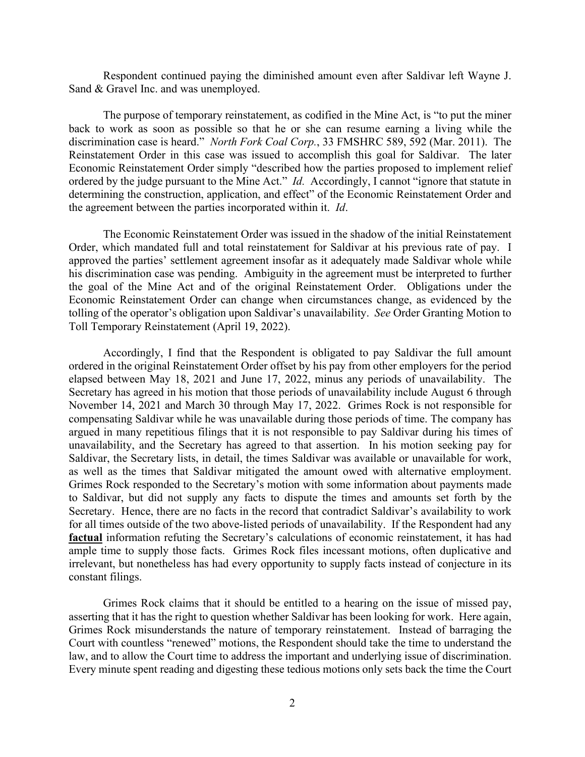Respondent continued paying the diminished amount even after Saldivar left Wayne J. Sand & Gravel Inc. and was unemployed.

The purpose of temporary reinstatement, as codified in the Mine Act, is "to put the miner back to work as soon as possible so that he or she can resume earning a living while the discrimination case is heard." *North Fork Coal Corp.*, 33 FMSHRC 589, 592 (Mar. 2011). The Reinstatement Order in this case was issued to accomplish this goal for Saldivar. The later Economic Reinstatement Order simply "described how the parties proposed to implement relief ordered by the judge pursuant to the Mine Act." *Id.* Accordingly, I cannot "ignore that statute in determining the construction, application, and effect" of the Economic Reinstatement Order and the agreement between the parties incorporated within it. *Id*.

The Economic Reinstatement Order was issued in the shadow of the initial Reinstatement Order, which mandated full and total reinstatement for Saldivar at his previous rate of pay. I approved the parties' settlement agreement insofar as it adequately made Saldivar whole while his discrimination case was pending. Ambiguity in the agreement must be interpreted to further the goal of the Mine Act and of the original Reinstatement Order. Obligations under the Economic Reinstatement Order can change when circumstances change, as evidenced by the tolling of the operator's obligation upon Saldivar's unavailability. *See* Order Granting Motion to Toll Temporary Reinstatement (April 19, 2022).

Accordingly, I find that the Respondent is obligated to pay Saldivar the full amount ordered in the original Reinstatement Order offset by his pay from other employers for the period elapsed between May 18, 2021 and June 17, 2022, minus any periods of unavailability. The Secretary has agreed in his motion that those periods of unavailability include August 6 through November 14, 2021 and March 30 through May 17, 2022. Grimes Rock is not responsible for compensating Saldivar while he was unavailable during those periods of time. The company has argued in many repetitious filings that it is not responsible to pay Saldivar during his times of unavailability, and the Secretary has agreed to that assertion. In his motion seeking pay for Saldivar, the Secretary lists, in detail, the times Saldivar was available or unavailable for work, as well as the times that Saldivar mitigated the amount owed with alternative employment. Grimes Rock responded to the Secretary's motion with some information about payments made to Saldivar, but did not supply any facts to dispute the times and amounts set forth by the Secretary. Hence, there are no facts in the record that contradict Saldivar's availability to work for all times outside of the two above-listed periods of unavailability. If the Respondent had any **factual** information refuting the Secretary's calculations of economic reinstatement, it has had ample time to supply those facts. Grimes Rock files incessant motions, often duplicative and irrelevant, but nonetheless has had every opportunity to supply facts instead of conjecture in its constant filings.

Grimes Rock claims that it should be entitled to a hearing on the issue of missed pay, asserting that it has the right to question whether Saldivar has been looking for work. Here again, Grimes Rock misunderstands the nature of temporary reinstatement. Instead of barraging the Court with countless "renewed" motions, the Respondent should take the time to understand the law, and to allow the Court time to address the important and underlying issue of discrimination. Every minute spent reading and digesting these tedious motions only sets back the time the Court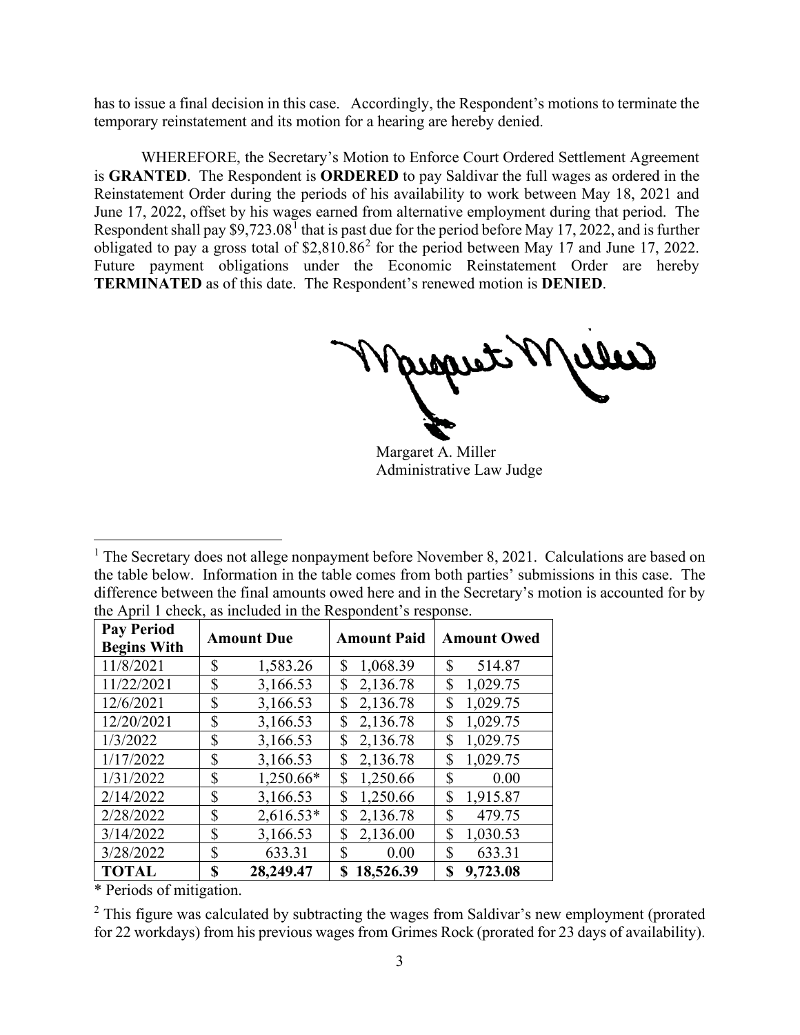has to issue a final decision in this case. Accordingly, the Respondent's motions to terminate the temporary reinstatement and its motion for a hearing are hereby denied.

WHEREFORE, the Secretary's Motion to Enforce Court Ordered Settlement Agreement is **GRANTED**. The Respondent is **ORDERED** to pay Saldivar the full wages as ordered in the Reinstatement Order during the periods of his availability to work between May 18, 2021 and June 17, 2022, offset by his wages earned from alternative employment during that period. The Respondent shall pay $9,723.08[1] that is past due for the period before May 17, 2022, and is further obligated to pay a gross total of $2,810.86[2] for the period between May 17 and June 17, 2022. Future payment obligations under the Economic Reinstatement Order are hereby **TERMINATED** as of this date. The Respondent's renewed motion is **DENIED**.

Margaret A. Miller
Administrative Law Judge

---

[1] The Secretary does not allege nonpayment before November 8, 2021. Calculations are based on the table below. Information in the table comes from both parties' submissions in this case. The difference between the final amounts owed here and in the Secretary's motion is accounted for by the April 1 check, as included in the Respondent's response.

| Pay Period Begins With | Amount Due | Amount Paid | Amount Owed |
|---|---|---|---|
| 11/8/2021 | $ 1,583.26 | $ 1,068.39 | $ 514.87 |
| 11/22/2021 | $ 3,166.53 | $ 2,136.78 | $ 1,029.75 |
| 12/6/2021 | $ 3,166.53 | $ 2,136.78 | $ 1,029.75 |
| 12/20/2021 | $ 3,166.53 | $ 2,136.78 | $ 1,029.75 |
| 1/3/2022 | $ 3,166.53 | $ 2,136.78 | $ 1,029.75 |
| 1/17/2022 | $ 3,166.53 | $ 2,136.78 | $ 1,029.75 |
| 1/31/2022 | $ 1,250.66* | $ 1,250.66 | $ 0.00 |
| 2/14/2022 | $ 3,166.53 | $ 1,250.66 | $ 1,915.87 |
| 2/28/2022 | $ 2,616.53* | $ 2,136.78 | $ 479.75 |
| 3/14/2022 | $ 3,166.53 | $ 2,136.00 | $ 1,030.53 |
| 3/28/2022 | $ 633.31 | $ 0.00 | $ 633.31 |
| **TOTAL** | **$ 28,249.47** | **$ 18,526.39** | **$ 9,723.08** |

* Periods of mitigation.

[2] This figure was calculated by subtracting the wages from Saldivar's new employment (prorated for 22 workdays) from his previous wages from Grimes Rock (prorated for 23 days of availability).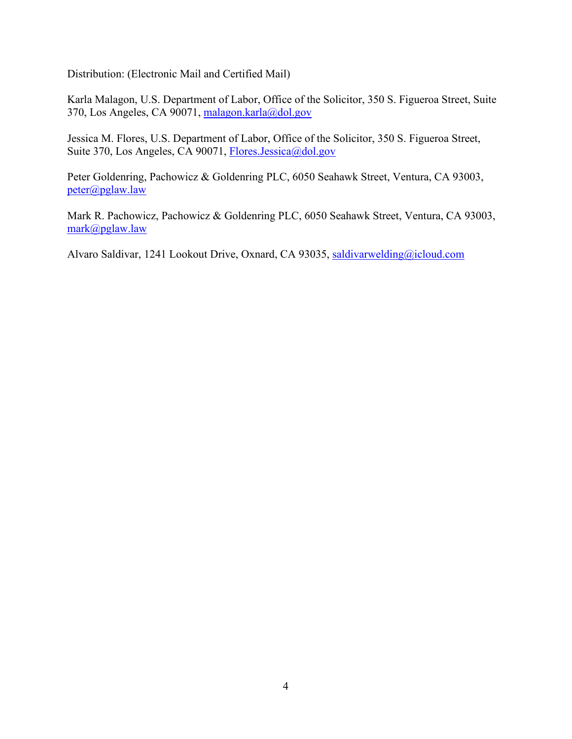Distribution: (Electronic Mail and Certified Mail)

Karla Malagon, U.S. Department of Labor, Office of the Solicitor, 350 S. Figueroa Street, Suite 370, Los Angeles, CA 90071, malagon.karla@dol.gov

Jessica M. Flores, U.S. Department of Labor, Office of the Solicitor, 350 S. Figueroa Street, Suite 370, Los Angeles, CA 90071, Flores.Jessica@dol.gov

Peter Goldenring, Pachowicz & Goldenring PLC, 6050 Seahawk Street, Ventura, CA 93003, peter@pglaw.law

Mark R. Pachowicz, Pachowicz & Goldenring PLC, 6050 Seahawk Street, Ventura, CA 93003, mark@pglaw.law

Alvaro Saldivar, 1241 Lookout Drive, Oxnard, CA 93035, saldivarwelding@icloud.com